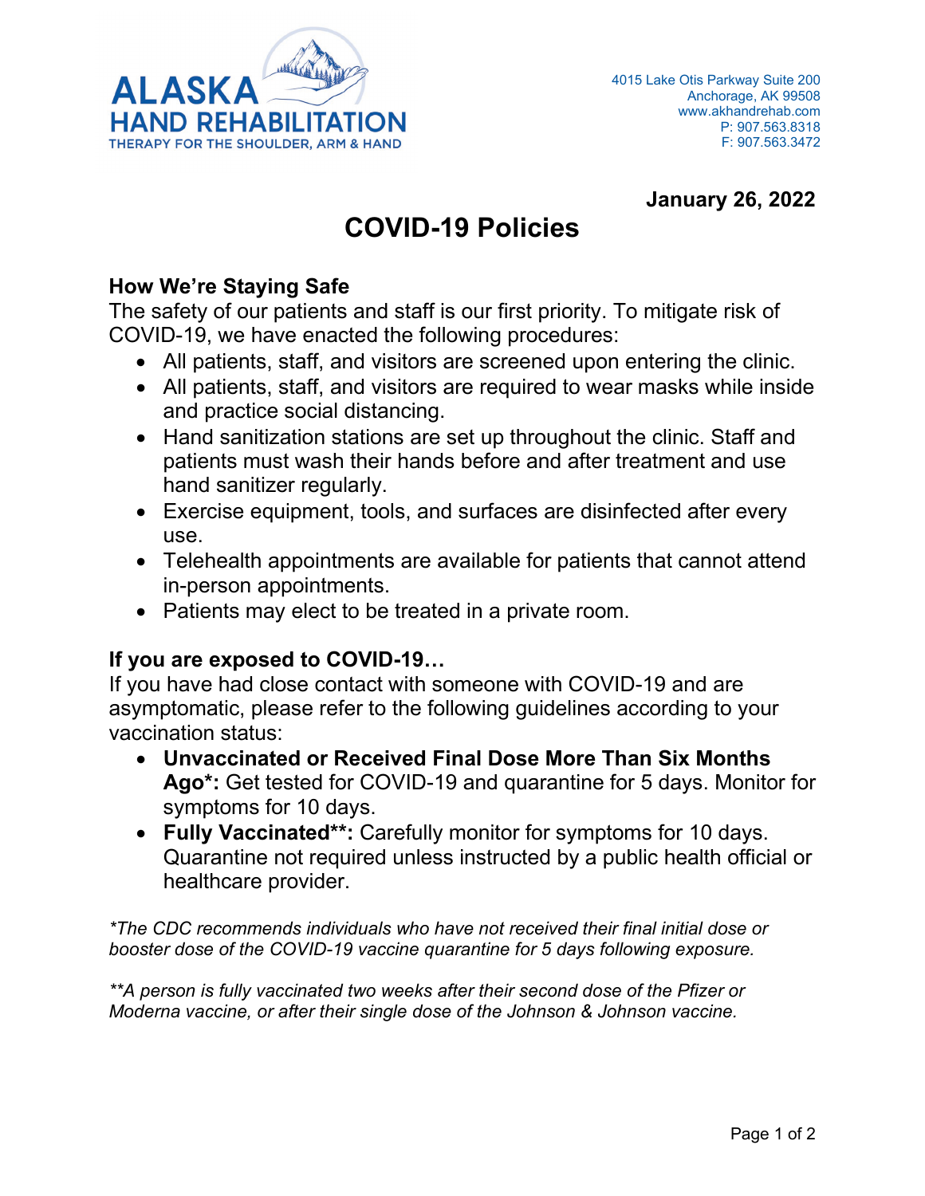**ALASKA HAND REHABILITATION**
THERAPY FOR THE SHOULDER, ARM & HAND

4015 Lake Otis Parkway Suite 200
Anchorage, AK 99508
www.akhandrehab.com
P: 907.563.8318
F: 907.563.3472

**January 26, 2022**

# COVID-19 Policies

### How We're Staying Safe

The safety of our patients and staff is our first priority. To mitigate risk of COVID-19, we have enacted the following procedures:

- All patients, staff, and visitors are screened upon entering the clinic.
- All patients, staff, and visitors are required to wear masks while inside and practice social distancing.
- Hand sanitization stations are set up throughout the clinic. Staff and patients must wash their hands before and after treatment and use hand sanitizer regularly.
- Exercise equipment, tools, and surfaces are disinfected after every use.
- Telehealth appointments are available for patients that cannot attend in-person appointments.
- Patients may elect to be treated in a private room.

### If you are exposed to COVID-19…

If you have had close contact with someone with COVID-19 and are asymptomatic, please refer to the following guidelines according to your vaccination status:

- **Unvaccinated or Received Final Dose More Than Six Months Ago*:** Get tested for COVID-19 and quarantine for 5 days. Monitor for symptoms for 10 days.
- **Fully Vaccinated**:** Carefully monitor for symptoms for 10 days. Quarantine not required unless instructed by a public health official or healthcare provider.

*\*The CDC recommends individuals who have not received their final initial dose or booster dose of the COVID-19 vaccine quarantine for 5 days following exposure.*

*\*\*A person is fully vaccinated two weeks after their second dose of the Pfizer or Moderna vaccine, or after their single dose of the Johnson & Johnson vaccine.*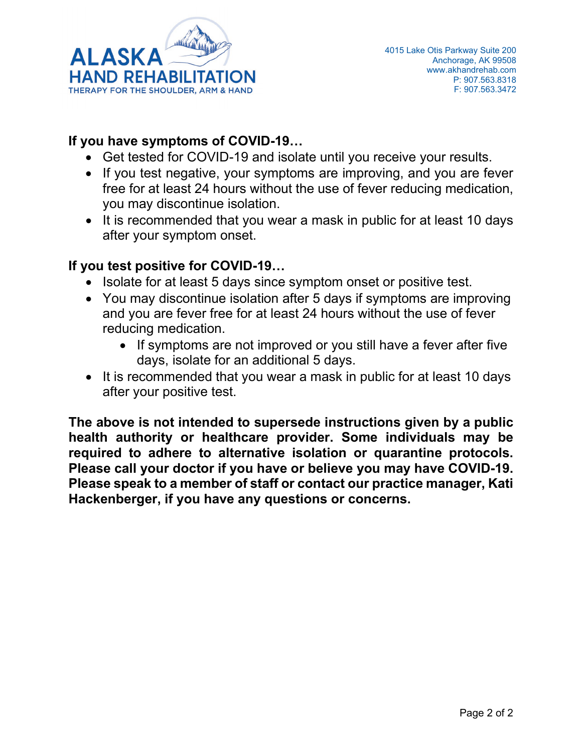**ALASKA HAND REHABILITATION**
THERAPY FOR THE SHOULDER, ARM & HAND

4015 Lake Otis Parkway Suite 200
Anchorage, AK 99508
www.akhandrehab.com
P: 907.563.8318
F: 907.563.3472

**If you have symptoms of COVID-19…**

- Get tested for COVID-19 and isolate until you receive your results.
- If you test negative, your symptoms are improving, and you are fever free for at least 24 hours without the use of fever reducing medication, you may discontinue isolation.
- It is recommended that you wear a mask in public for at least 10 days after your symptom onset.

**If you test positive for COVID-19…**

- Isolate for at least 5 days since symptom onset or positive test.
- You may discontinue isolation after 5 days if symptoms are improving and you are fever free for at least 24 hours without the use of fever reducing medication.
    - If symptoms are not improved or you still have a fever after five days, isolate for an additional 5 days.
- It is recommended that you wear a mask in public for at least 10 days after your positive test.

**The above is not intended to supersede instructions given by a public health authority or healthcare provider. Some individuals may be required to adhere to alternative isolation or quarantine protocols. Please call your doctor if you have or believe you may have COVID-19. Please speak to a member of staff or contact our practice manager, Kati Hackenberger, if you have any questions or concerns.**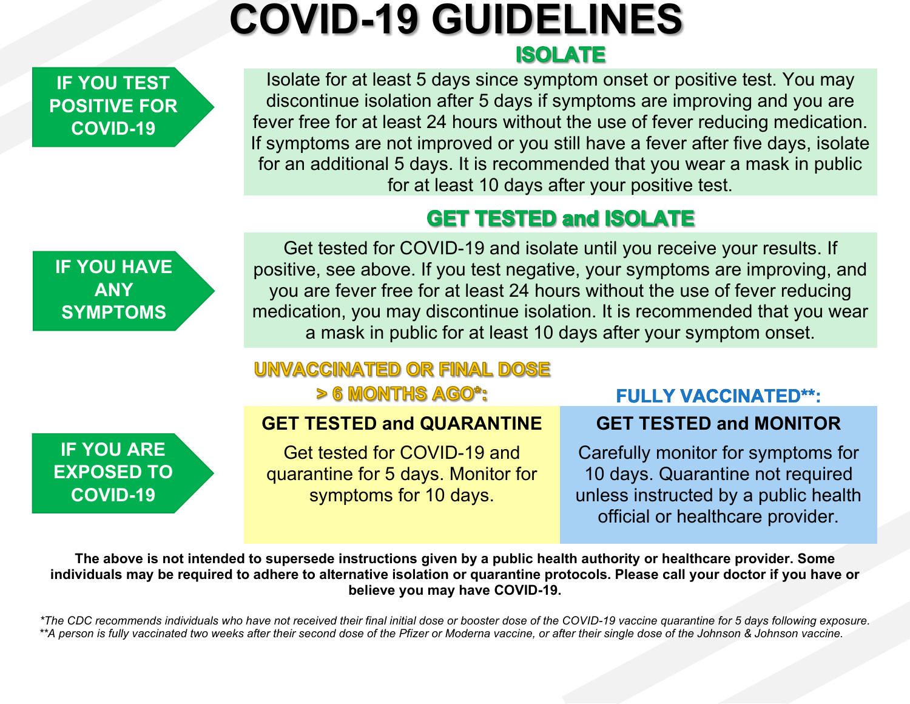# COVID-19 GUIDELINES

## IF YOU TEST POSITIVE FOR COVID-19

### ISOLATE

Isolate for at least 5 days since symptom onset or positive test. You may discontinue isolation after 5 days if symptoms are improving and you are fever free for at least 24 hours without the use of fever reducing medication. If symptoms are not improved or you still have a fever after five days, isolate for an additional 5 days. It is recommended that you wear a mask in public for at least 10 days after your positive test.

## IF YOU HAVE ANY SYMPTOMS

### GET TESTED and ISOLATE

Get tested for COVID-19 and isolate until you receive your results. If positive, see above. If you test negative, your symptoms are improving, and you are fever free for at least 24 hours without the use of fever reducing medication, you may discontinue isolation. It is recommended that you wear a mask in public for at least 10 days after your symptom onset.

## IF YOU ARE EXPOSED TO COVID-19

### UNVACCINATED OR FINAL DOSE > 6 MONTHS AGO*:

**GET TESTED and QUARANTINE**

Get tested for COVID-19 and quarantine for 5 days. Monitor for symptoms for 10 days.

### FULLY VACCINATED**:

**GET TESTED and MONITOR**

Carefully monitor for symptoms for 10 days. Quarantine not required unless instructed by a public health official or healthcare provider.

**The above is not intended to supersede instructions given by a public health authority or healthcare provider. Some individuals may be required to adhere to alternative isolation or quarantine protocols. Please call your doctor if you have or believe you may have COVID-19.**

*\*The CDC recommends individuals who have not received their final initial dose or booster dose of the COVID-19 vaccine quarantine for 5 days following exposure.*
*\*\*A person is fully vaccinated two weeks after their second dose of the Pfizer or Moderna vaccine, or after their single dose of the Johnson & Johnson vaccine.*